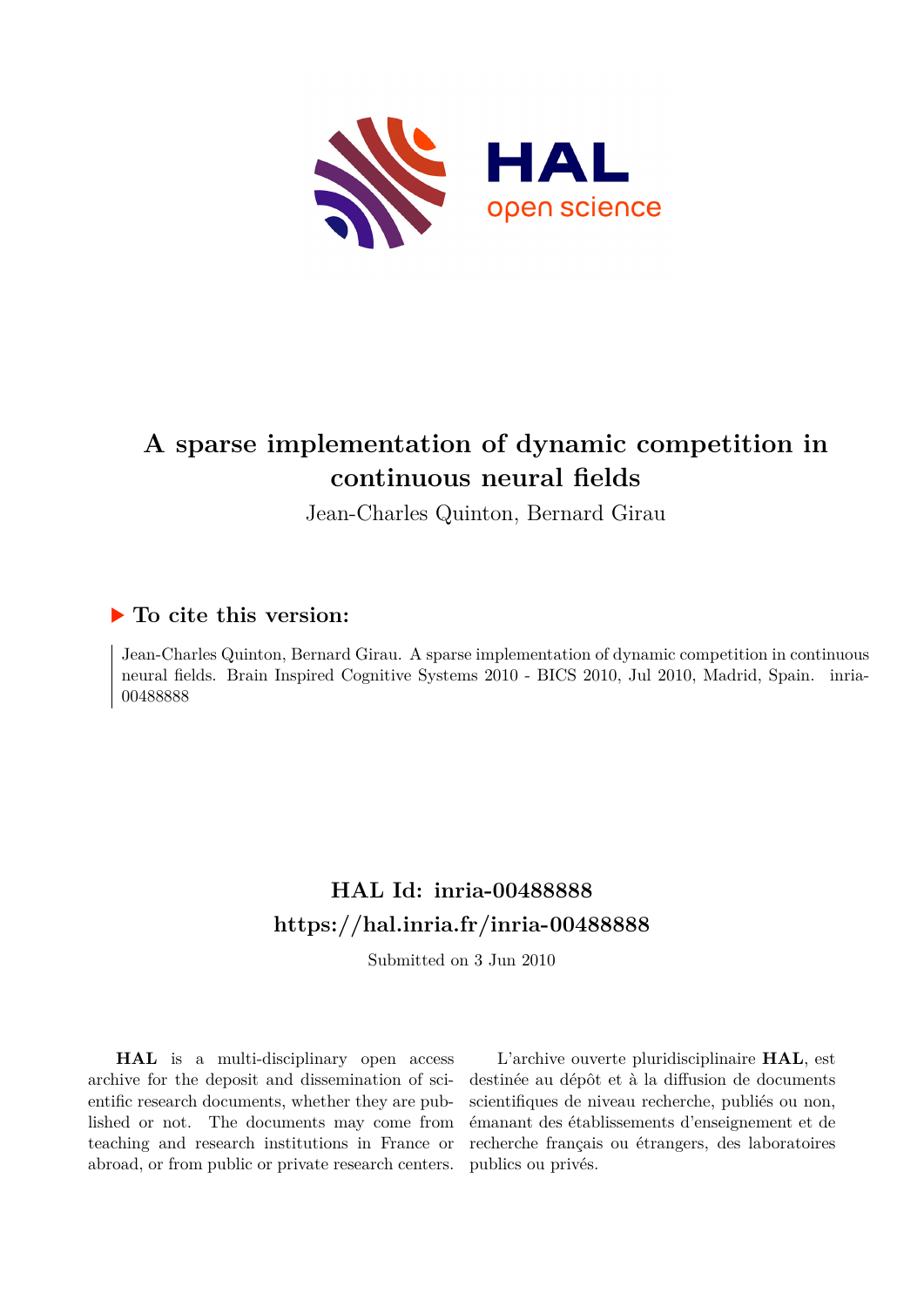# A sparse implementation of dynamic competition in continuous neural fields

Jean-Charles Quinton, Bernard Girau

## ▶ To cite this version:

Jean-Charles Quinton, Bernard Girau. A sparse implementation of dynamic competition in continuous neural fields. Brain Inspired Cognitive Systems 2010 - BICS 2010, Jul 2010, Madrid, Spain. inria-00488888

## HAL Id: inria-00488888

## https://hal.inria.fr/inria-00488888

Submitted on 3 Jun 2010

**HAL** is a multi-disciplinary open access archive for the deposit and dissemination of scientific research documents, whether they are published or not. The documents may come from teaching and research institutions in France or abroad, or from public or private research centers.

L'archive ouverte pluridisciplinaire **HAL**, est destinée au dépôt et à la diffusion de documents scientifiques de niveau recherche, publiés ou non, émanant des établissements d'enseignement et de recherche français ou étrangers, des laboratoires publics ou privés.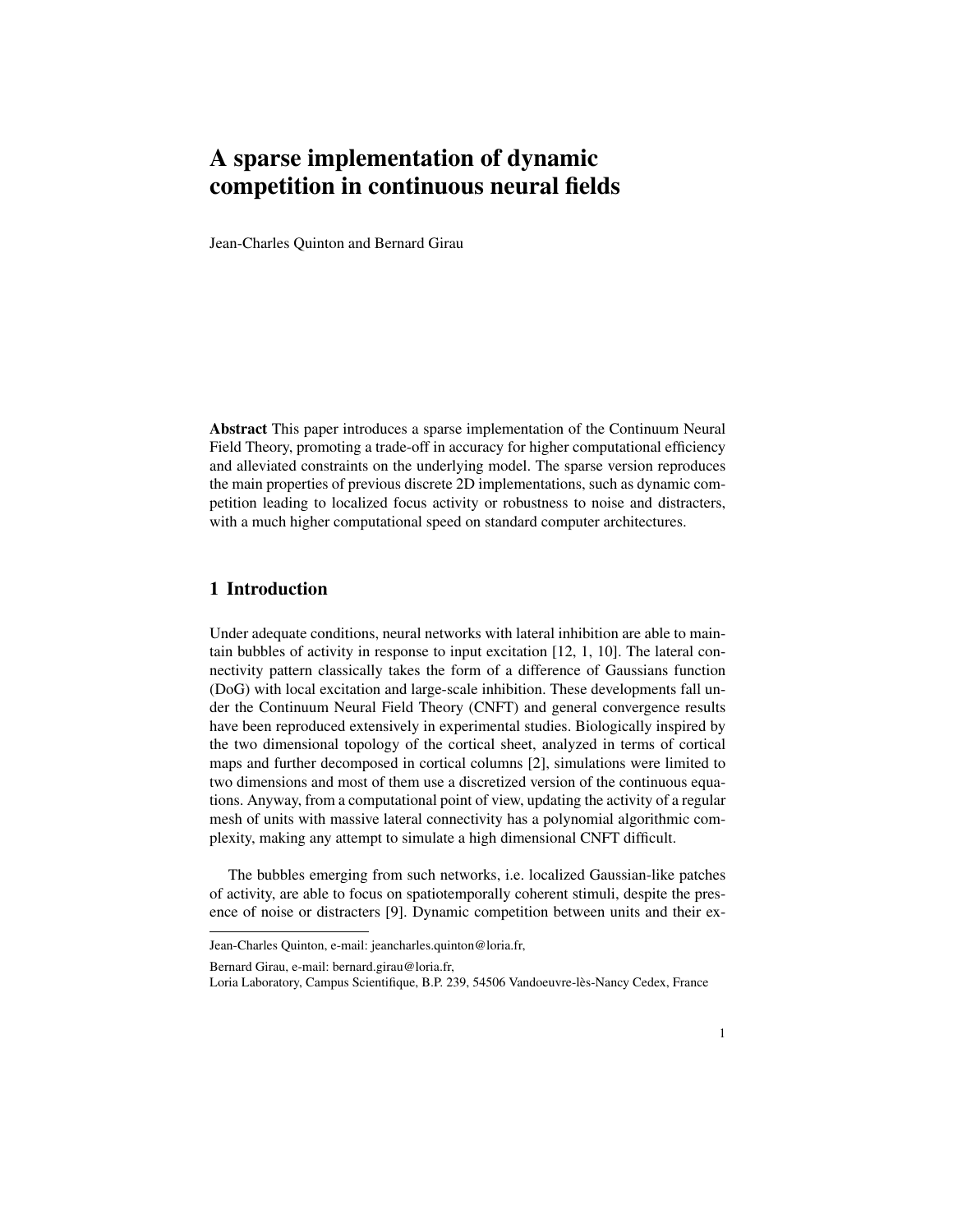# A sparse implementation of dynamic competition in continuous neural fields

Jean-Charles Quinton and Bernard Girau

**Abstract** This paper introduces a sparse implementation of the Continuum Neural Field Theory, promoting a trade-off in accuracy for higher computational efficiency and alleviated constraints on the underlying model. The sparse version reproduces the main properties of previous discrete 2D implementations, such as dynamic competition leading to localized focus activity or robustness to noise and distracters, with a much higher computational speed on standard computer architectures.

## 1 Introduction

Under adequate conditions, neural networks with lateral inhibition are able to maintain bubbles of activity in response to input excitation [12, 1, 10]. The lateral connectivity pattern classically takes the form of a difference of Gaussians function (DoG) with local excitation and large-scale inhibition. These developments fall under the Continuum Neural Field Theory (CNFT) and general convergence results have been reproduced extensively in experimental studies. Biologically inspired by the two dimensional topology of the cortical sheet, analyzed in terms of cortical maps and further decomposed in cortical columns [2], simulations were limited to two dimensions and most of them use a discretized version of the continuous equations. Anyway, from a computational point of view, updating the activity of a regular mesh of units with massive lateral connectivity has a polynomial algorithmic complexity, making any attempt to simulate a high dimensional CNFT difficult.

The bubbles emerging from such networks, i.e. localized Gaussian-like patches of activity, are able to focus on spatiotemporally coherent stimuli, despite the presence of noise or distracters [9]. Dynamic competition between units and their ex-

---

Jean-Charles Quinton, e-mail: jeancharles.quinton@loria.fr,

Bernard Girau, e-mail: bernard.girau@loria.fr,
Loria Laboratory, Campus Scientifique, B.P. 239, 54506 Vandoeuvre-lès-Nancy Cedex, France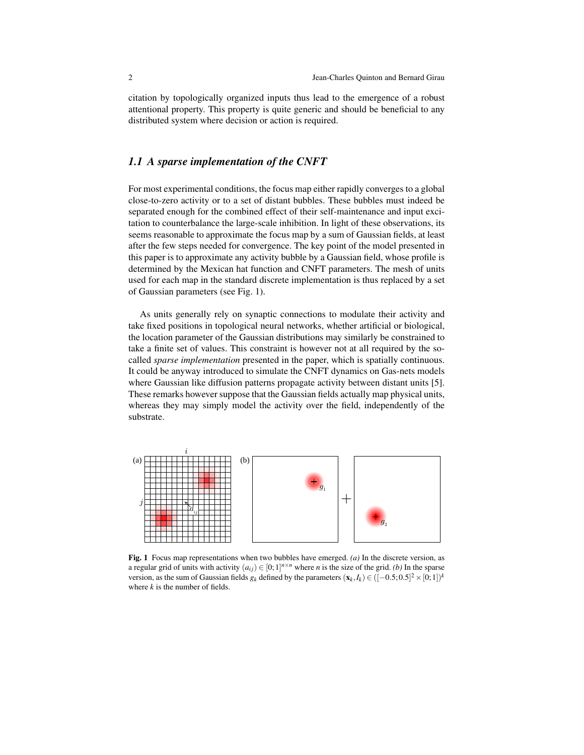citation by topologically organized inputs thus lead to the emergence of a robust attentional property. This property is quite generic and should be beneficial to any distributed system where decision or action is required.

## *1.1 A sparse implementation of the CNFT*

For most experimental conditions, the focus map either rapidly converges to a global close-to-zero activity or to a set of distant bubbles. These bubbles must indeed be separated enough for the combined effect of their self-maintenance and input excitation to counterbalance the large-scale inhibition. In light of these observations, its seems reasonable to approximate the focus map by a sum of Gaussian fields, at least after the few steps needed for convergence. The key point of the model presented in this paper is to approximate any activity bubble by a Gaussian field, whose profile is determined by the Mexican hat function and CNFT parameters. The mesh of units used for each map in the standard discrete implementation is thus replaced by a set of Gaussian parameters (see Fig. 1).

As units generally rely on synaptic connections to modulate their activity and take fixed positions in topological neural networks, whether artificial or biological, the location parameter of the Gaussian distributions may similarly be constrained to take a finite set of values. This constraint is however not at all required by the so-called *sparse implementation* presented in the paper, which is spatially continuous. It could be anyway introduced to simulate the CNFT dynamics on Gas-nets models where Gaussian like diffusion patterns propagate activity between distant units [5]. These remarks however suppose that the Gaussian fields actually map physical units, whereas they may simply model the activity over the field, independently of the substrate.

**Fig. 1** Focus map representations when two bubbles have emerged. *(a)* In the discrete version, as a regular grid of units with activity $(a_{ij}) \in [0;1]^{n \times n}$ where $n$ is the size of the grid. *(b)* In the sparse version, as the sum of Gaussian fields $g_k$ defined by the parameters $(\mathbf{x}_k, I_k) \in ([-0.5;0.5]^2 \times [0;1])^k$ where $k$ is the number of fields.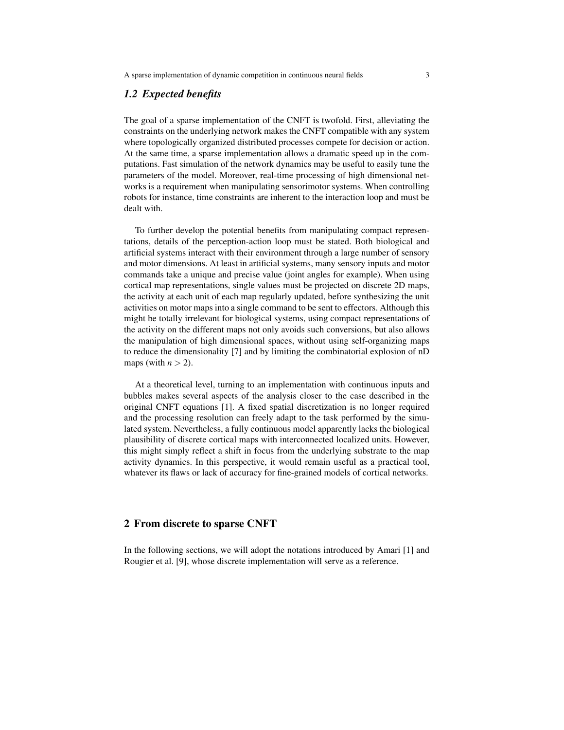### *1.2 Expected benefits*

The goal of a sparse implementation of the CNFT is twofold. First, alleviating the constraints on the underlying network makes the CNFT compatible with any system where topologically organized distributed processes compete for decision or action. At the same time, a sparse implementation allows a dramatic speed up in the computations. Fast simulation of the network dynamics may be useful to easily tune the parameters of the model. Moreover, real-time processing of high dimensional networks is a requirement when manipulating sensorimotor systems. When controlling robots for instance, time constraints are inherent to the interaction loop and must be dealt with.

To further develop the potential benefits from manipulating compact representations, details of the perception-action loop must be stated. Both biological and artificial systems interact with their environment through a large number of sensory and motor dimensions. At least in artificial systems, many sensory inputs and motor commands take a unique and precise value (joint angles for example). When using cortical map representations, single values must be projected on discrete 2D maps, the activity at each unit of each map regularly updated, before synthesizing the unit activities on motor maps into a single command to be sent to effectors. Although this might be totally irrelevant for biological systems, using compact representations of the activity on the different maps not only avoids such conversions, but also allows the manipulation of high dimensional spaces, without using self-organizing maps to reduce the dimensionality [7] and by limiting the combinatorial explosion of nD maps (with $n > 2$).

At a theoretical level, turning to an implementation with continuous inputs and bubbles makes several aspects of the analysis closer to the case described in the original CNFT equations [1]. A fixed spatial discretization is no longer required and the processing resolution can freely adapt to the task performed by the simulated system. Nevertheless, a fully continuous model apparently lacks the biological plausibility of discrete cortical maps with interconnected localized units. However, this might simply reflect a shift in focus from the underlying substrate to the map activity dynamics. In this perspective, it would remain useful as a practical tool, whatever its flaws or lack of accuracy for fine-grained models of cortical networks.

## 2 From discrete to sparse CNFT

In the following sections, we will adopt the notations introduced by Amari [1] and Rougier et al. [9], whose discrete implementation will serve as a reference.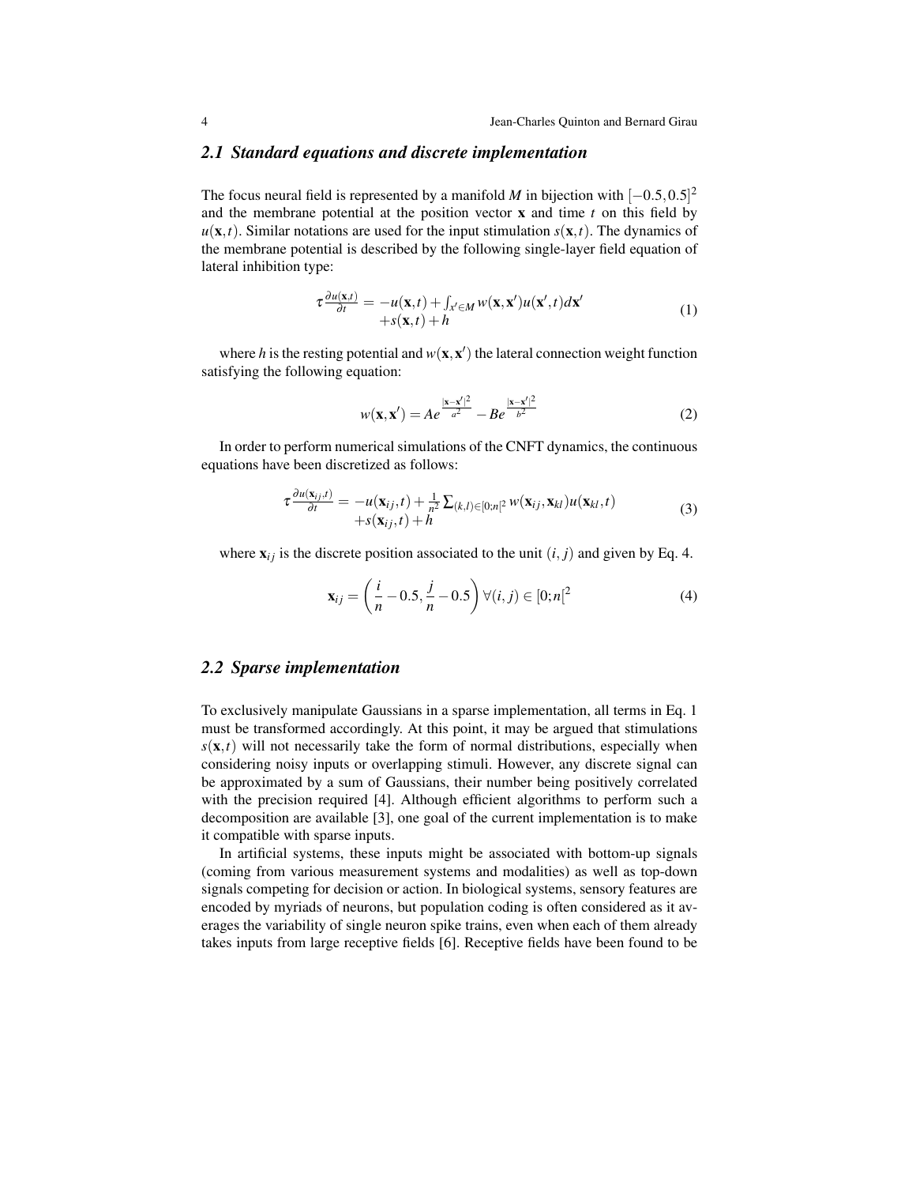## 2.1 Standard equations and discrete implementation

The focus neural field is represented by a manifold $M$ in bijection with $[-0.5, 0.5]^2$ and the membrane potential at the position vector $\mathbf{x}$ and time $t$ on this field by $u(\mathbf{x},t)$. Similar notations are used for the input stimulation $s(\mathbf{x},t)$. The dynamics of the membrane potential is described by the following single-layer field equation of lateral inhibition type:

$$\tau \frac{\partial u(\mathbf{x},t)}{\partial t} = -u(\mathbf{x},t) + \int_{x' \in M} w(\mathbf{x},\mathbf{x}')u(\mathbf{x}',t)d\mathbf{x}' + s(\mathbf{x},t) + h \tag{1}$$

where $h$ is the resting potential and $w(\mathbf{x},\mathbf{x}')$ the lateral connection weight function satisfying the following equation:

$$w(\mathbf{x},\mathbf{x}') = Ae^{\frac{|\mathbf{x}-\mathbf{x}'|^2}{a^2}} - Be^{\frac{|\mathbf{x}-\mathbf{x}'|^2}{b^2}} \tag{2}$$

In order to perform numerical simulations of the CNFT dynamics, the continuous equations have been discretized as follows:

$$\tau \frac{\partial u(\mathbf{x}_{ij},t)}{\partial t} = -u(\mathbf{x}_{ij},t) + \frac{1}{n^2} \sum_{(k,l) \in [0;n[^2} w(\mathbf{x}_{ij},\mathbf{x}_{kl})u(\mathbf{x}_{kl},t) + s(\mathbf{x}_{ij},t) + h \tag{3}$$

where $\mathbf{x}_{ij}$ is the discrete position associated to the unit $(i, j)$ and given by Eq. 4.

$$\mathbf{x}_{ij} = \left(\frac{i}{n} - 0.5, \frac{j}{n} - 0.5\right) \forall (i,j) \in [0;n[^2 \tag{4}$$

## 2.2 Sparse implementation

To exclusively manipulate Gaussians in a sparse implementation, all terms in Eq. 1 must be transformed accordingly. At this point, it may be argued that stimulations $s(\mathbf{x},t)$ will not necessarily take the form of normal distributions, especially when considering noisy inputs or overlapping stimuli. However, any discrete signal can be approximated by a sum of Gaussians, their number being positively correlated with the precision required [4]. Although efficient algorithms to perform such a decomposition are available [3], one goal of the current implementation is to make it compatible with sparse inputs.

In artificial systems, these inputs might be associated with bottom-up signals (coming from various measurement systems and modalities) as well as top-down signals competing for decision or action. In biological systems, sensory features are encoded by myriads of neurons, but population coding is often considered as it averages the variability of single neuron spike trains, even when each of them already takes inputs from large receptive fields [6]. Receptive fields have been found to be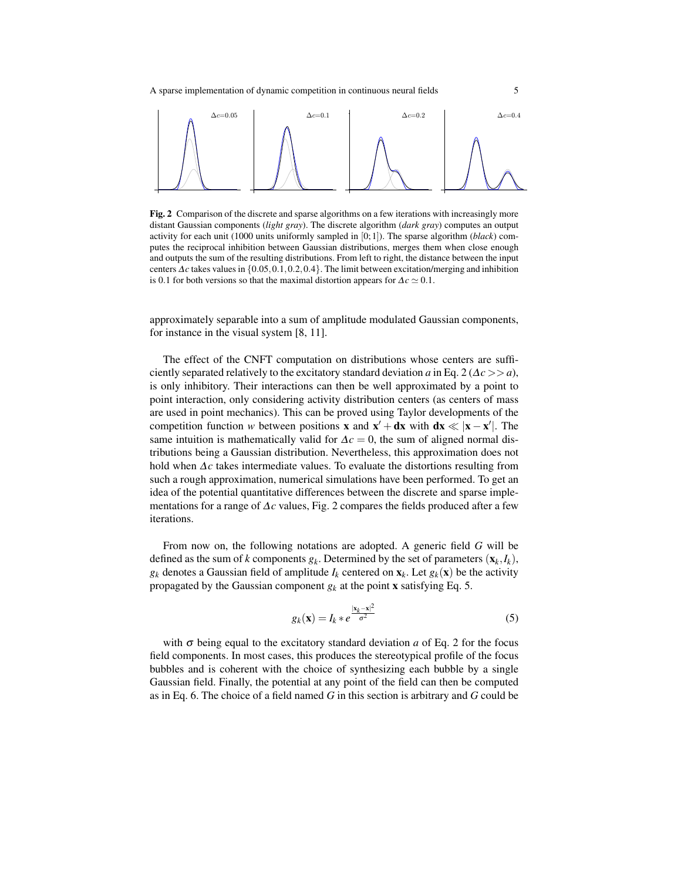**Fig. 2** Comparison of the discrete and sparse algorithms on a few iterations with increasingly more distant Gaussian components (*light gray*). The discrete algorithm (*dark gray*) computes an output activity for each unit (1000 units uniformly sampled in $[0;1]$). The sparse algorithm (*black*) computes the reciprocal inhibition between Gaussian distributions, merges them when close enough and outputs the sum of the resulting distributions. From left to right, the distance between the input centers $\Delta c$ takes values in $\{0.05, 0.1, 0.2, 0.4\}$. The limit between excitation/merging and inhibition is 0.1 for both versions so that the maximal distortion appears for $\Delta c \simeq 0.1$.

approximately separable into a sum of amplitude modulated Gaussian components, for instance in the visual system [8, 11].

The effect of the CNFT computation on distributions whose centers are sufficiently separated relatively to the excitatory standard deviation $a$ in Eq. 2 ($\Delta c >> a$), is only inhibitory. Their interactions can then be well approximated by a point to point interaction, only considering activity distribution centers (as centers of mass are used in point mechanics). This can be proved using Taylor developments of the competition function $w$ between positions $\mathbf{x}$ and $\mathbf{x}' + \mathbf{dx}$ with $\mathbf{dx} \ll |\mathbf{x} - \mathbf{x}'|$. The same intuition is mathematically valid for $\Delta c = 0$, the sum of aligned normal distributions being a Gaussian distribution. Nevertheless, this approximation does not hold when $\Delta c$ takes intermediate values. To evaluate the distortions resulting from such a rough approximation, numerical simulations have been performed. To get an idea of the potential quantitative differences between the discrete and sparse implementations for a range of $\Delta c$ values, Fig. 2 compares the fields produced after a few iterations.

From now on, the following notations are adopted. A generic field $G$ will be defined as the sum of $k$ components $g_k$. Determined by the set of parameters $(\mathbf{x}_k, I_k)$, $g_k$ denotes a Gaussian field of amplitude $I_k$ centered on $\mathbf{x}_k$. Let $g_k(\mathbf{x})$ be the activity propagated by the Gaussian component $g_k$ at the point $\mathbf{x}$ satisfying Eq. 5.

$$g_k(\mathbf{x}) = I_k * e^{\frac{|\mathbf{x}_k - \mathbf{x}|^2}{\sigma^2}} \quad (5)$$

with $\sigma$ being equal to the excitatory standard deviation $a$ of Eq. 2 for the focus field components. In most cases, this produces the stereotypical profile of the focus bubbles and is coherent with the choice of synthesizing each bubble by a single Gaussian field. Finally, the potential at any point of the field can then be computed as in Eq. 6. The choice of a field named $G$ in this section is arbitrary and $G$ could be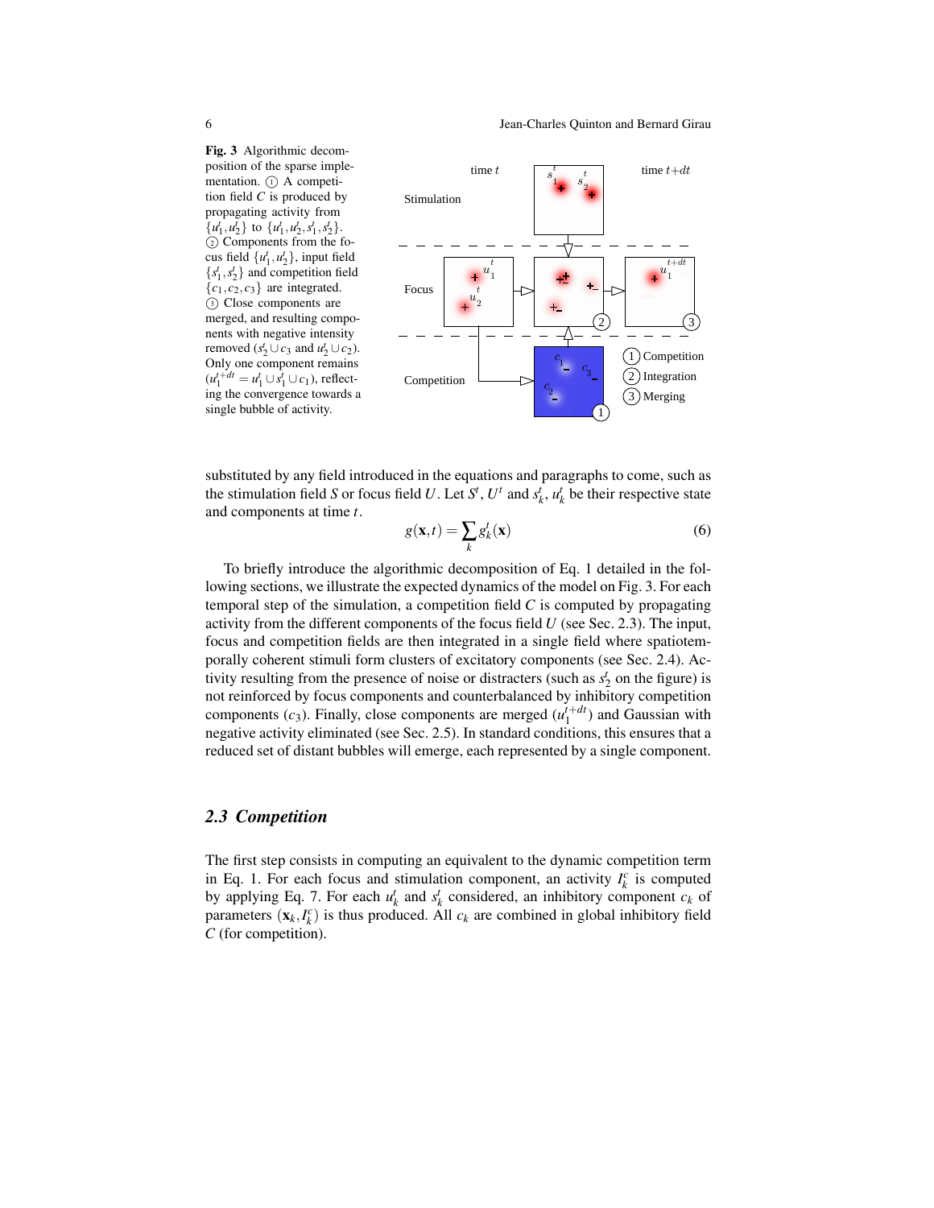**Fig. 3** Algorithmic decomposition of the sparse implementation. ① A competition field $C$ is produced by propagating activity from $\{u_1^t, u_2^t\}$ to $\{u_1^t, u_2^t, s_1^t, s_2^t\}$. ② Components from the focus field $\{u_1^t, u_2^t\}$, input field $\{s_1^t, s_2^t\}$ and competition field $\{c_1, c_2, c_3\}$ are integrated. ③ Close components are merged, and resulting components with negative intensity removed ($s_2^t \cup c_3$ and $u_2^t \cup c_2$). Only one component remains ($u_1^{t+dt} = u_1^t \cup s_1^t \cup c_1$), reflecting the convergence towards a single bubble of activity.

substituted by any field introduced in the equations and paragraphs to come, such as the stimulation field $S$ or focus field $U$. Let $S^t$, $U^t$ and $s_k^t$, $u_k^t$ be their respective state and components at time $t$.

$$g(\mathbf{x},t) = \sum_k g_k^t(\mathbf{x}) \tag{6}$$

To briefly introduce the algorithmic decomposition of Eq. 1 detailed in the following sections, we illustrate the expected dynamics of the model on Fig. 3. For each temporal step of the simulation, a competition field $C$ is computed by propagating activity from the different components of the focus field $U$ (see Sec. 2.3). The input, focus and competition fields are then integrated in a single field where spatiotemporally coherent stimuli form clusters of excitatory components (see Sec. 2.4). Activity resulting from the presence of noise or distracters (such as $s_2^t$ on the figure) is not reinforced by focus components and counterbalanced by inhibitory competition components ($c_3$). Finally, close components are merged ($u_1^{t+dt}$) and Gaussian with negative activity eliminated (see Sec. 2.5). In standard conditions, this ensures that a reduced set of distant bubbles will emerge, each represented by a single component.

## 2.3 Competition

The first step consists in computing an equivalent to the dynamic competition term in Eq. 1. For each focus and stimulation component, an activity $I_k^c$ is computed by applying Eq. 7. For each $u_k^t$ and $s_k^t$ considered, an inhibitory component $c_k$ of parameters $(\mathbf{x}_k, I_k^c)$ is thus produced. All $c_k$ are combined in global inhibitory field $C$ (for competition).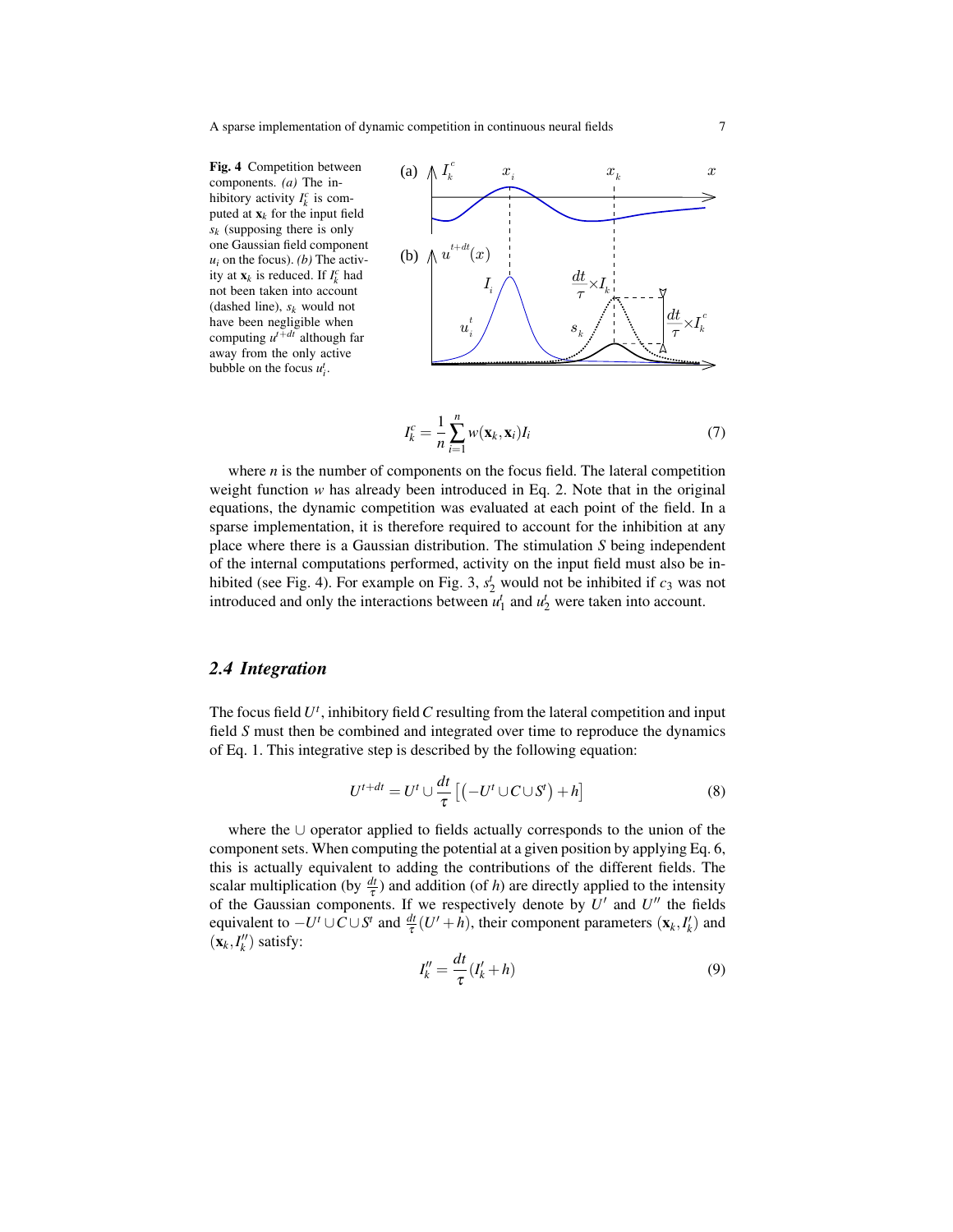**Fig. 4** Competition between components. *(a)* The inhibitory activity $I_k^c$ is computed at $\mathbf{x}_k$ for the input field $s_k$ (supposing there is only one Gaussian field component $u_i$ on the focus). *(b)* The activity at $\mathbf{x}_k$ is reduced. If $I_k^c$ had not been taken into account (dashed line), $s_k$ would not have been negligible when computing $u^{t+dt}$ although far away from the only active bubble on the focus $u_i^t$.

$$I_k^c = \frac{1}{n} \sum_{i=1}^{n} w(\mathbf{x}_k, \mathbf{x}_i) I_i \tag{7}$$

where $n$ is the number of components on the focus field. The lateral competition weight function $w$ has already been introduced in Eq. 2. Note that in the original equations, the dynamic competition was evaluated at each point of the field. In a sparse implementation, it is therefore required to account for the inhibition at any place where there is a Gaussian distribution. The stimulation $S$ being independent of the internal computations performed, activity on the input field must also be inhibited (see Fig. 4). For example on Fig. 3, $s_2^t$ would not be inhibited if $c_3$ was not introduced and only the interactions between $u_1^t$ and $u_2^t$ were taken into account.

## 2.4 Integration

The focus field $U^t$, inhibitory field $C$ resulting from the lateral competition and input field $S$ must then be combined and integrated over time to reproduce the dynamics of Eq. 1. This integrative step is described by the following equation:

$$U^{t+dt} = U^t \cup \frac{dt}{\tau} \left[ \left( -U^t \cup C \cup S^t \right) + h \right] \tag{8}$$

where the $\cup$ operator applied to fields actually corresponds to the union of the component sets. When computing the potential at a given position by applying Eq. 6, this is actually equivalent to adding the contributions of the different fields. The scalar multiplication (by $\frac{dt}{\tau}$) and addition (of $h$) are directly applied to the intensity of the Gaussian components. If we respectively denote by $U'$ and $U''$ the fields equivalent to $-U^t \cup C \cup S^t$ and $\frac{dt}{\tau}(U' + h)$, their component parameters $(\mathbf{x}_k, I'_k)$ and $(\mathbf{x}_k, I''_k)$ satisfy:

$$I''_k = \frac{dt}{\tau}(I'_k + h) \tag{9}$$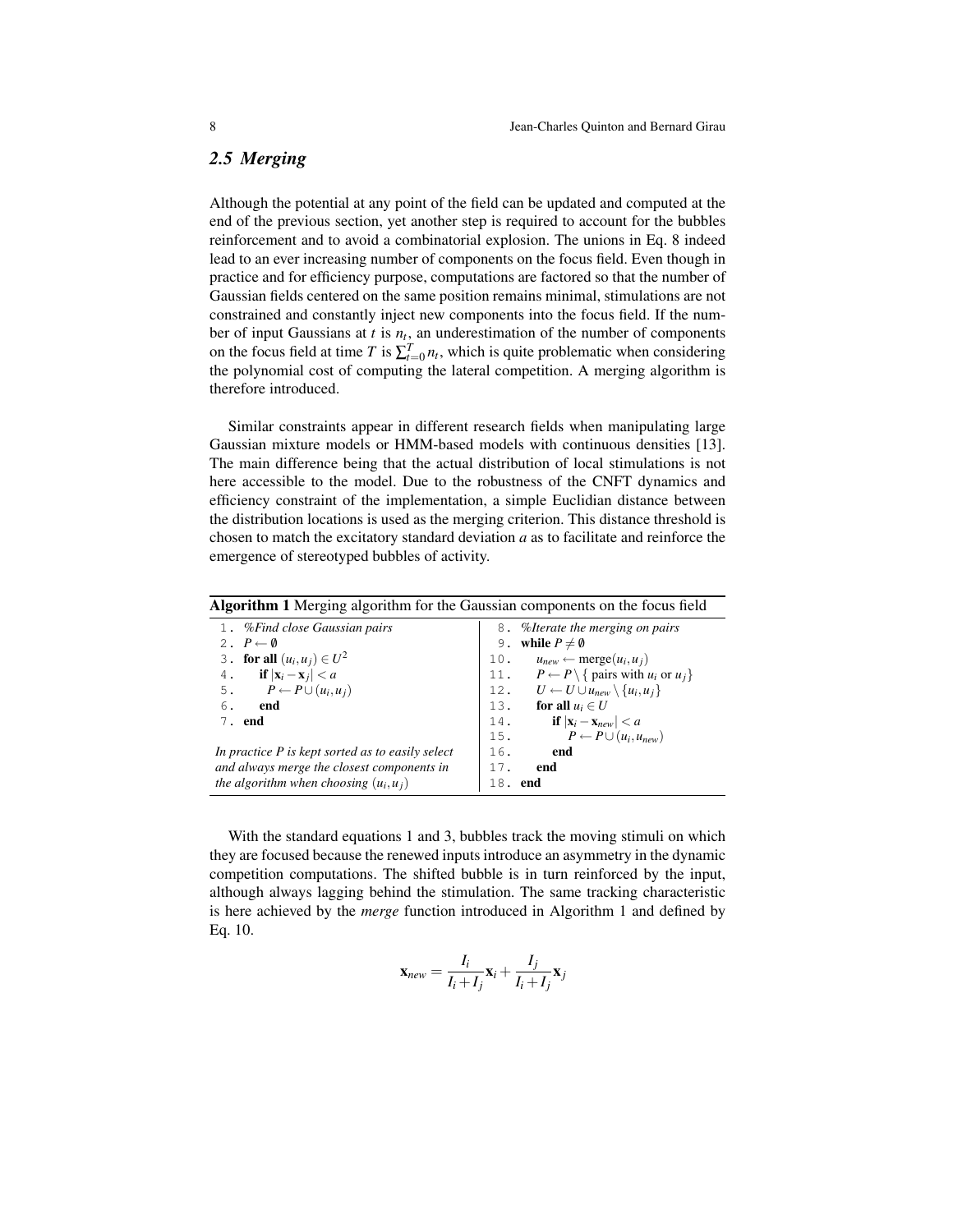### 2.5 Merging

Although the potential at any point of the field can be updated and computed at the end of the previous section, yet another step is required to account for the bubbles reinforcement and to avoid a combinatorial explosion. The unions in Eq. 8 indeed lead to an ever increasing number of components on the focus field. Even though in practice and for efficiency purpose, computations are factored so that the number of Gaussian fields centered on the same position remains minimal, stimulations are not constrained and constantly inject new components into the focus field. If the number of input Gaussians at $t$ is $n_t$, an underestimation of the number of components on the focus field at time $T$ is $\sum_{t=0}^{T} n_t$, which is quite problematic when considering the polynomial cost of computing the lateral competition. A merging algorithm is therefore introduced.

Similar constraints appear in different research fields when manipulating large Gaussian mixture models or HMM-based models with continuous densities [13]. The main difference being that the actual distribution of local stimulations is not here accessible to the model. Due to the robustness of the CNFT dynamics and efficiency constraint of the implementation, a simple Euclidian distance between the distribution locations is used as the merging criterion. This distance threshold is chosen to match the excitatory standard deviation $a$ as to facilitate and reinforce the emergence of stereotyped bubbles of activity.

**Algorithm 1** Merging algorithm for the Gaussian components on the focus field

```
1.  %Find close Gaussian pairs
2.  P ← ∅
3.  for all (u_i, u_j) ∈ U^2
4.      if |x_i − x_j| < a
5.          P ← P ∪ (u_i, u_j)
6.      end
7.  end

In practice P is kept sorted as to easily select
and always merge the closest components in
the algorithm when choosing (u_i, u_j)

8.  %Iterate the merging on pairs
9.  while P ≠ ∅
10.     u_new ← merge(u_i, u_j)
11.     P ← P \ { pairs with u_i or u_j }
12.     U ← U ∪ u_new \ {u_i, u_j}
13.     for all u_i ∈ U
14.         if |x_i − x_new| < a
15.             P ← P ∪ (u_i, u_new)
16.         end
17.     end
18. end
```

With the standard equations 1 and 3, bubbles track the moving stimuli on which they are focused because the renewed inputs introduce an asymmetry in the dynamic competition computations. The shifted bubble is in turn reinforced by the input, although always lagging behind the stimulation. The same tracking characteristic is here achieved by the *merge* function introduced in Algorithm 1 and defined by Eq. 10.

$$\mathbf{x}_{new} = \frac{I_i}{I_i + I_j}\mathbf{x}_i + \frac{I_j}{I_i + I_j}\mathbf{x}_j$$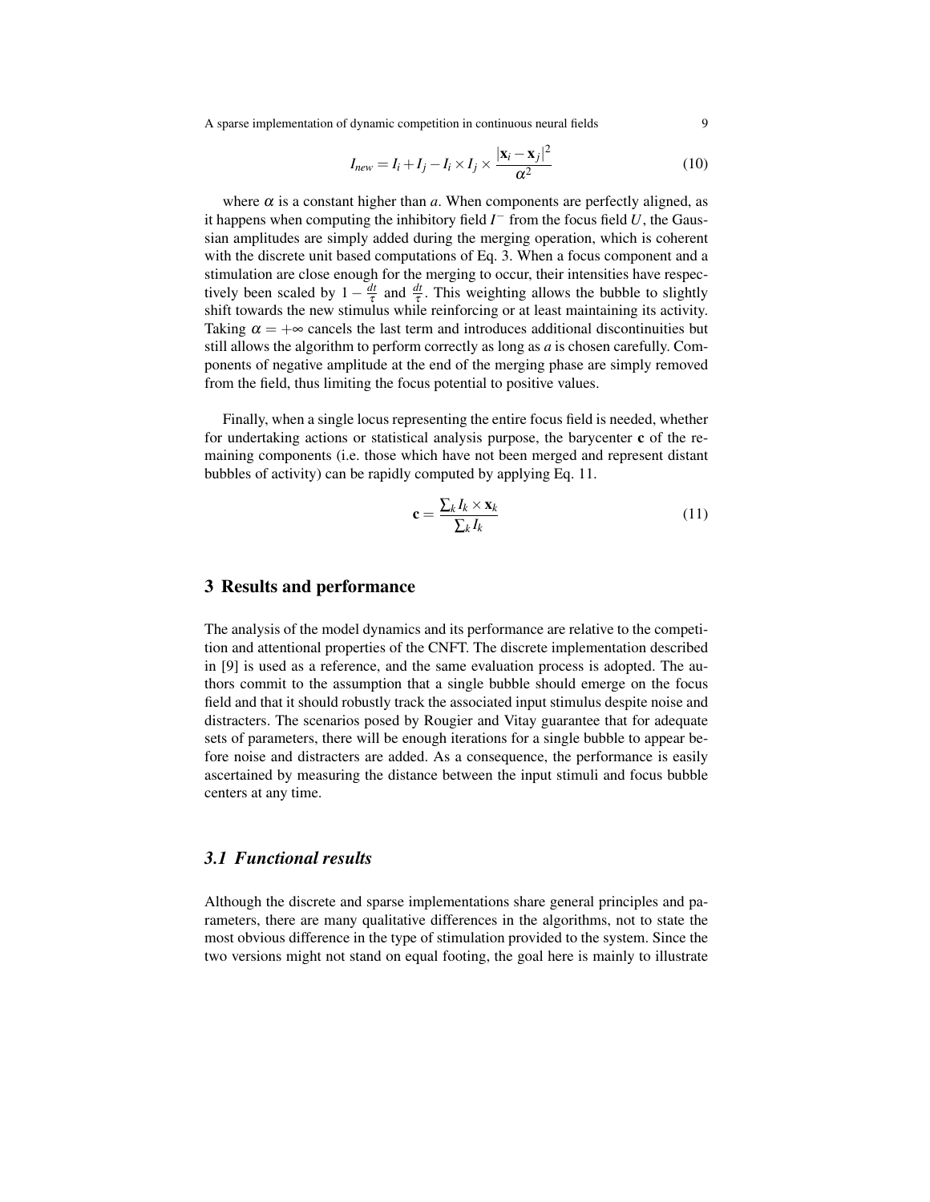$$I_{new} = I_i + I_j - I_i \times I_j \times \frac{|\mathbf{x}_i - \mathbf{x}_j|^2}{\alpha^2} \tag{10}$$

where $\alpha$ is a constant higher than $a$. When components are perfectly aligned, as it happens when computing the inhibitory field $I^-$ from the focus field $U$, the Gaussian amplitudes are simply added during the merging operation, which is coherent with the discrete unit based computations of Eq. 3. When a focus component and a stimulation are close enough for the merging to occur, their intensities have respectively been scaled by $1 - \frac{dt}{\tau}$ and $\frac{dt}{\tau}$. This weighting allows the bubble to slightly shift towards the new stimulus while reinforcing or at least maintaining its activity. Taking $\alpha = +\infty$ cancels the last term and introduces additional discontinuities but still allows the algorithm to perform correctly as long as $a$ is chosen carefully. Components of negative amplitude at the end of the merging phase are simply removed from the field, thus limiting the focus potential to positive values.

Finally, when a single locus representing the entire focus field is needed, whether for undertaking actions or statistical analysis purpose, the barycenter $\mathbf{c}$ of the remaining components (i.e. those which have not been merged and represent distant bubbles of activity) can be rapidly computed by applying Eq. 11.

$$\mathbf{c} = \frac{\sum_k I_k \times \mathbf{x}_k}{\sum_k I_k} \tag{11}$$

## 3 Results and performance

The analysis of the model dynamics and its performance are relative to the competition and attentional properties of the CNFT. The discrete implementation described in [9] is used as a reference, and the same evaluation process is adopted. The authors commit to the assumption that a single bubble should emerge on the focus field and that it should robustly track the associated input stimulus despite noise and distracters. The scenarios posed by Rougier and Vitay guarantee that for adequate sets of parameters, there will be enough iterations for a single bubble to appear before noise and distracters are added. As a consequence, the performance is easily ascertained by measuring the distance between the input stimuli and focus bubble centers at any time.

### *3.1 Functional results*

Although the discrete and sparse implementations share general principles and parameters, there are many qualitative differences in the algorithms, not to state the most obvious difference in the type of stimulation provided to the system. Since the two versions might not stand on equal footing, the goal here is mainly to illustrate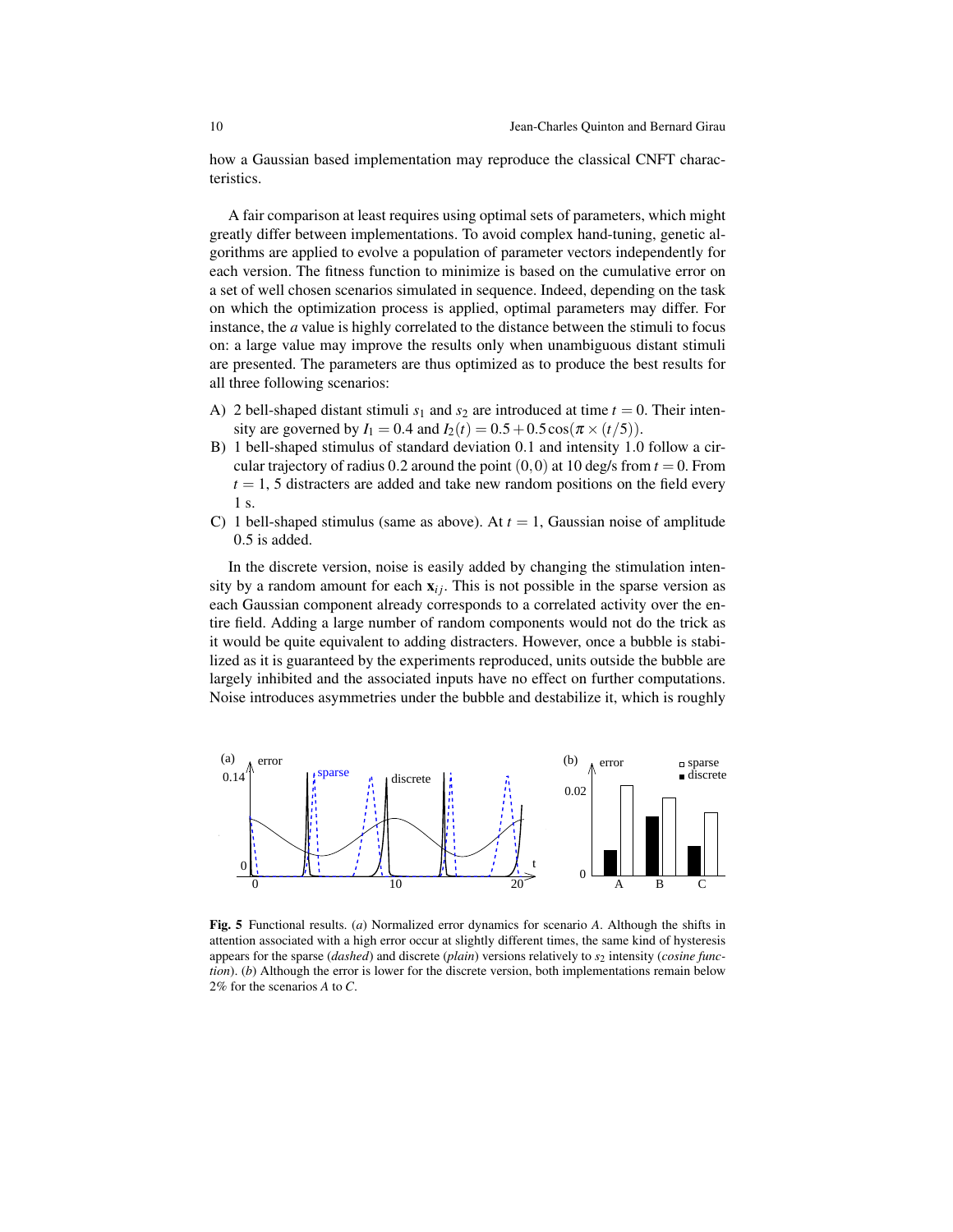how a Gaussian based implementation may reproduce the classical CNFT characteristics.

A fair comparison at least requires using optimal sets of parameters, which might greatly differ between implementations. To avoid complex hand-tuning, genetic algorithms are applied to evolve a population of parameter vectors independently for each version. The fitness function to minimize is based on the cumulative error on a set of well chosen scenarios simulated in sequence. Indeed, depending on the task on which the optimization process is applied, optimal parameters may differ. For instance, the $a$ value is highly correlated to the distance between the stimuli to focus on: a large value may improve the results only when unambiguous distant stimuli are presented. The parameters are thus optimized as to produce the best results for all three following scenarios:

A) 2 bell-shaped distant stimuli $s_1$ and $s_2$ are introduced at time $t = 0$. Their intensity are governed by $I_1 = 0.4$ and $I_2(t) = 0.5 + 0.5\cos(\pi \times (t/5))$.
B) 1 bell-shaped stimulus of standard deviation 0.1 and intensity 1.0 follow a circular trajectory of radius 0.2 around the point $(0,0)$ at 10 deg/s from $t = 0$. From $t = 1$, 5 distracters are added and take new random positions on the field every 1 s.
C) 1 bell-shaped stimulus (same as above). At $t = 1$, Gaussian noise of amplitude 0.5 is added.

In the discrete version, noise is easily added by changing the stimulation intensity by a random amount for each $\mathbf{x}_{ij}$. This is not possible in the sparse version as each Gaussian component already corresponds to a correlated activity over the entire field. Adding a large number of random components would not do the trick as it would be quite equivalent to adding distracters. However, once a bubble is stabilized as it is guaranteed by the experiments reproduced, units outside the bubble are largely inhibited and the associated inputs have no effect on further computations. Noise introduces asymmetries under the bubble and destabilize it, which is roughly

**Fig. 5** Functional results. (*a*) Normalized error dynamics for scenario *A*. Although the shifts in attention associated with a high error occur at slightly different times, the same kind of hysteresis appears for the sparse (*dashed*) and discrete (*plain*) versions relatively to $s_2$ intensity (*cosine function*). (*b*) Although the error is lower for the discrete version, both implementations remain below 2% for the scenarios *A* to *C*.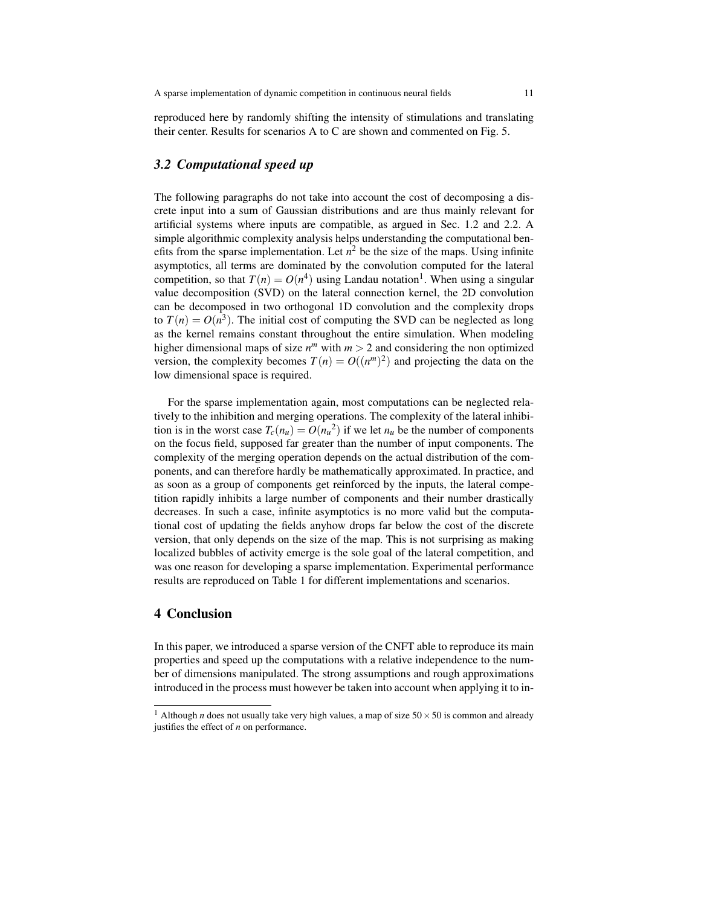reproduced here by randomly shifting the intensity of stimulations and translating their center. Results for scenarios A to C are shown and commented on Fig. 5.

### *3.2 Computational speed up*

The following paragraphs do not take into account the cost of decomposing a discrete input into a sum of Gaussian distributions and are thus mainly relevant for artificial systems where inputs are compatible, as argued in Sec. 1.2 and 2.2. A simple algorithmic complexity analysis helps understanding the computational benefits from the sparse implementation. Let $n^2$ be the size of the maps. Using infinite asymptotics, all terms are dominated by the convolution computed for the lateral competition, so that $T(n) = O(n^4)$ using Landau notation[1]. When using a singular value decomposition (SVD) on the lateral connection kernel, the 2D convolution can be decomposed in two orthogonal 1D convolution and the complexity drops to $T(n) = O(n^3)$. The initial cost of computing the SVD can be neglected as long as the kernel remains constant throughout the entire simulation. When modeling higher dimensional maps of size $n^m$ with $m > 2$ and considering the non optimized version, the complexity becomes $T(n) = O((n^m)^2)$ and projecting the data on the low dimensional space is required.

For the sparse implementation again, most computations can be neglected relatively to the inhibition and merging operations. The complexity of the lateral inhibition is in the worst case $T_c(n_u) = O({n_u}^2)$ if we let $n_u$ be the number of components on the focus field, supposed far greater than the number of input components. The complexity of the merging operation depends on the actual distribution of the components, and can therefore hardly be mathematically approximated. In practice, and as soon as a group of components get reinforced by the inputs, the lateral competition rapidly inhibits a large number of components and their number drastically decreases. In such a case, infinite asymptotics is no more valid but the computational cost of updating the fields anyhow drops far below the cost of the discrete version, that only depends on the size of the map. This is not surprising as making localized bubbles of activity emerge is the sole goal of the lateral competition, and was one reason for developing a sparse implementation. Experimental performance results are reproduced on Table 1 for different implementations and scenarios.

## 4 Conclusion

In this paper, we introduced a sparse version of the CNFT able to reproduce its main properties and speed up the computations with a relative independence to the number of dimensions manipulated. The strong assumptions and rough approximations introduced in the process must however be taken into account when applying it to in-

---

[1] Although $n$ does not usually take very high values, a map of size $50 \times 50$ is common and already justifies the effect of $n$ on performance.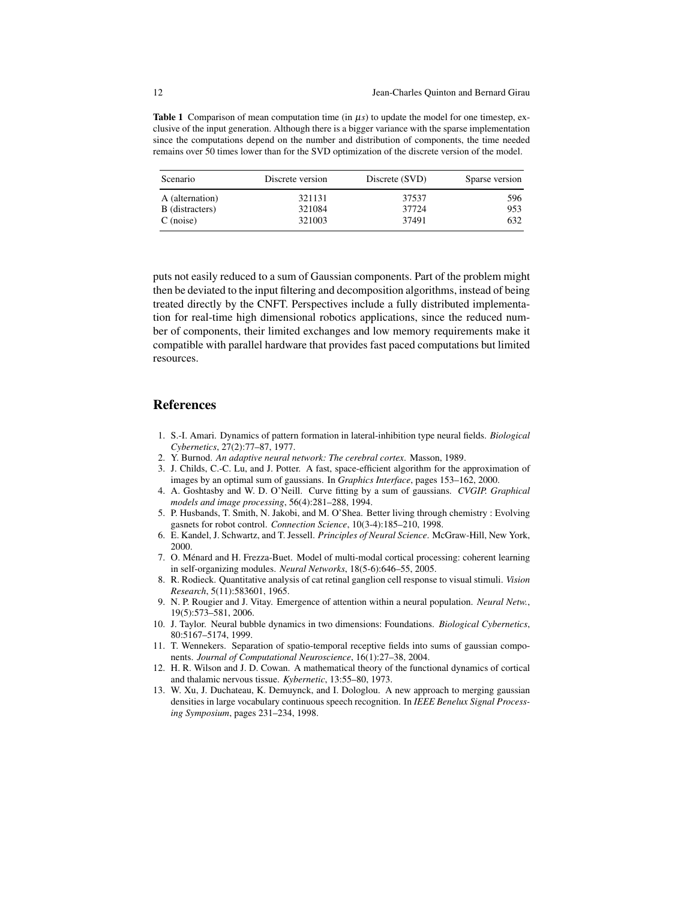**Table 1** Comparison of mean computation time (in $\mu s$) to update the model for one timestep, exclusive of the input generation. Although there is a bigger variance with the sparse implementation since the computations depend on the number and distribution of components, the time needed remains over 50 times lower than for the SVD optimization of the discrete version of the model.

| Scenario | Discrete version | Discrete (SVD) | Sparse version |
|---|---|---|---|
| A (alternation) | 321131 | 37537 | 596 |
| B (distracters) | 321084 | 37724 | 953 |
| C (noise) | 321003 | 37491 | 632 |

puts not easily reduced to a sum of Gaussian components. Part of the problem might then be deviated to the input filtering and decomposition algorithms, instead of being treated directly by the CNFT. Perspectives include a fully distributed implementation for real-time high dimensional robotics applications, since the reduced number of components, their limited exchanges and low memory requirements make it compatible with parallel hardware that provides fast paced computations but limited resources.

## References

1. S.-I. Amari. Dynamics of pattern formation in lateral-inhibition type neural fields. *Biological Cybernetics*, 27(2):77–87, 1977.
2. Y. Burnod. *An adaptive neural network: The cerebral cortex*. Masson, 1989.
3. J. Childs, C.-C. Lu, and J. Potter. A fast, space-efficient algorithm for the approximation of images by an optimal sum of gaussians. In *Graphics Interface*, pages 153–162, 2000.
4. A. Goshtasby and W. D. O'Neill. Curve fitting by a sum of gaussians. *CVGIP. Graphical models and image processing*, 56(4):281–288, 1994.
5. P. Husbands, T. Smith, N. Jakobi, and M. O'Shea. Better living through chemistry : Evolving gasnets for robot control. *Connection Science*, 10(3-4):185–210, 1998.
6. E. Kandel, J. Schwartz, and T. Jessell. *Principles of Neural Science*. McGraw-Hill, New York, 2000.
7. O. Ménard and H. Frezza-Buet. Model of multi-modal cortical processing: coherent learning in self-organizing modules. *Neural Networks*, 18(5-6):646–55, 2005.
8. R. Rodieck. Quantitative analysis of cat retinal ganglion cell response to visual stimuli. *Vision Research*, 5(11):583601, 1965.
9. N. P. Rougier and J. Vitay. Emergence of attention within a neural population. *Neural Netw.*, 19(5):573–581, 2006.
10. J. Taylor. Neural bubble dynamics in two dimensions: Foundations. *Biological Cybernetics*, 80:5167–5174, 1999.
11. T. Wennekers. Separation of spatio-temporal receptive fields into sums of gaussian components. *Journal of Computational Neuroscience*, 16(1):27–38, 2004.
12. H. R. Wilson and J. D. Cowan. A mathematical theory of the functional dynamics of cortical and thalamic nervous tissue. *Kybernetic*, 13:55–80, 1973.
13. W. Xu, J. Duchateau, K. Demuynck, and I. Dologlou. A new approach to merging gaussian densities in large vocabulary continuous speech recognition. In *IEEE Benelux Signal Processing Symposium*, pages 231–234, 1998.